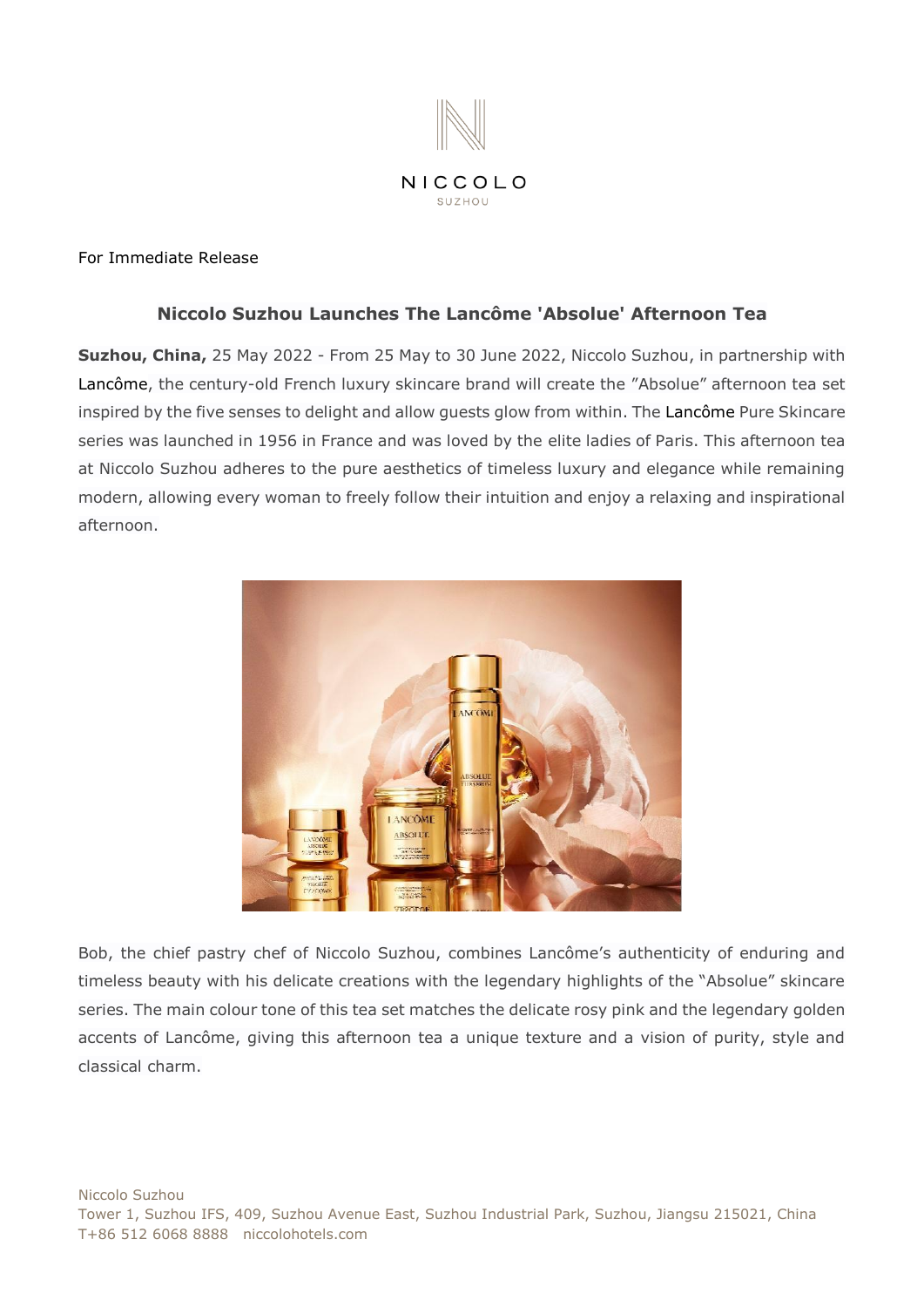NICCOLO
SUZHOU

For Immediate Release

## Niccolo Suzhou Launches The Lancôme 'Absolue' Afternoon Tea

**Suzhou, China,** 25 May 2022 - From 25 May to 30 June 2022, Niccolo Suzhou, in partnership with Lancôme, the century-old French luxury skincare brand will create the "Absolue" afternoon tea set inspired by the five senses to delight and allow guests glow from within. The Lancôme Pure Skincare series was launched in 1956 in France and was loved by the elite ladies of Paris. This afternoon tea at Niccolo Suzhou adheres to the pure aesthetics of timeless luxury and elegance while remaining modern, allowing every woman to freely follow their intuition and enjoy a relaxing and inspirational afternoon.

Bob, the chief pastry chef of Niccolo Suzhou, combines Lancôme's authenticity of enduring and timeless beauty with his delicate creations with the legendary highlights of the "Absolue" skincare series. The main colour tone of this tea set matches the delicate rosy pink and the legendary golden accents of Lancôme, giving this afternoon tea a unique texture and a vision of purity, style and classical charm.

Niccolo Suzhou
Tower 1, Suzhou IFS, 409, Suzhou Avenue East, Suzhou Industrial Park, Suzhou, Jiangsu 215021, China
T+86 512 6068 8888 niccolohotels.com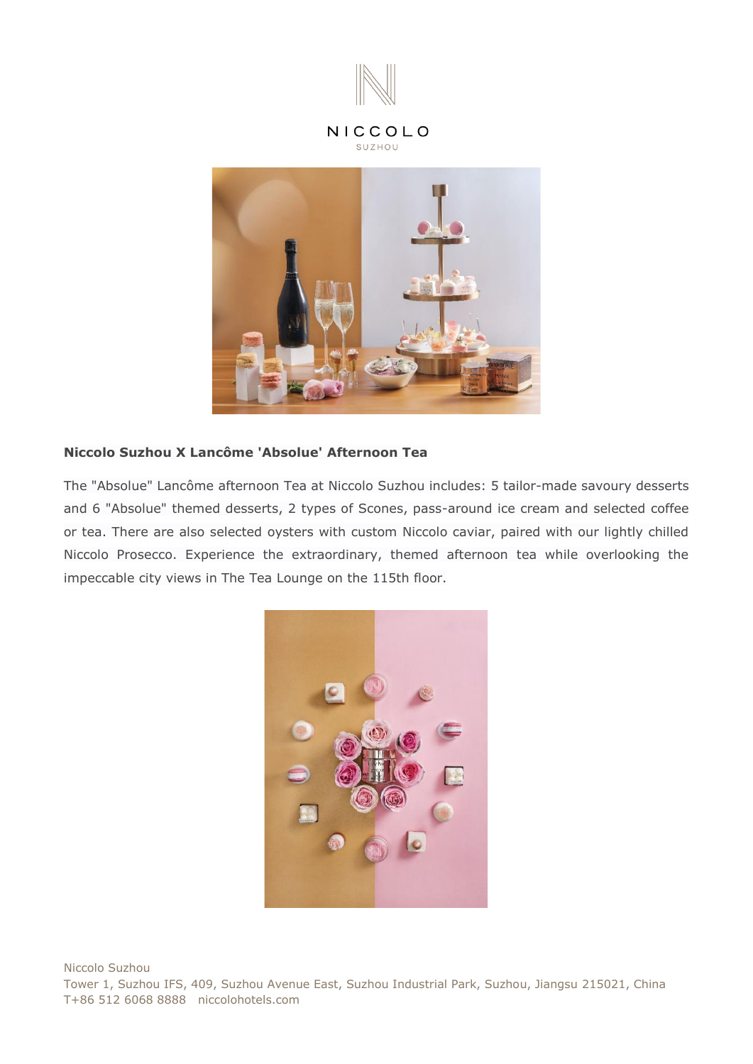NICCOLO

SUZHOU

**Niccolo Suzhou X Lancôme 'Absolue' Afternoon Tea**

The "Absolue" Lancôme afternoon Tea at Niccolo Suzhou includes: 5 tailor-made savoury desserts and 6 "Absolue" themed desserts, 2 types of Scones, pass-around ice cream and selected coffee or tea. There are also selected oysters with custom Niccolo caviar, paired with our lightly chilled Niccolo Prosecco. Experience the extraordinary, themed afternoon tea while overlooking the impeccable city views in The Tea Lounge on the 115th floor.

Niccolo Suzhou
Tower 1, Suzhou IFS, 409, Suzhou Avenue East, Suzhou Industrial Park, Suzhou, Jiangsu 215021, China
T+86 512 6068 8888 niccolohotels.com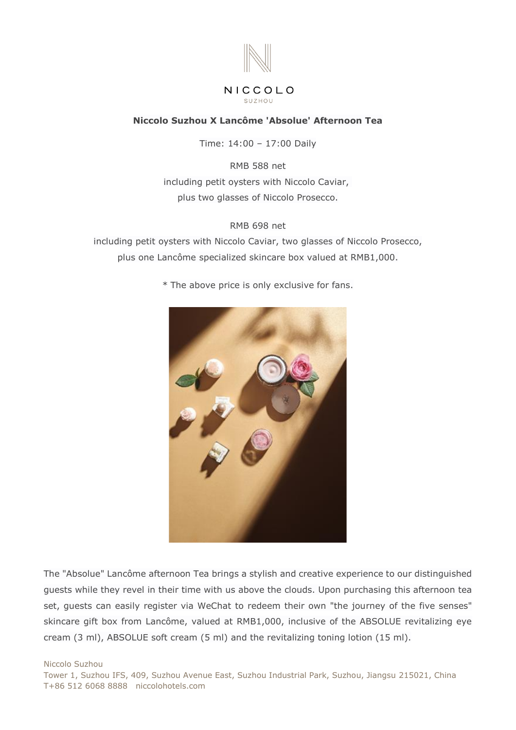NICCOLO

SUZHOU

**Niccolo Suzhou X Lancôme 'Absolue' Afternoon Tea**

Time: 14:00 – 17:00 Daily

RMB 588 net
including petit oysters with Niccolo Caviar,
plus two glasses of Niccolo Prosecco.

RMB 698 net
including petit oysters with Niccolo Caviar, two glasses of Niccolo Prosecco,
plus one Lancôme specialized skincare box valued at RMB1,000.

* The above price is only exclusive for fans.

The "Absolue" Lancôme afternoon Tea brings a stylish and creative experience to our distinguished guests while they revel in their time with us above the clouds. Upon purchasing this afternoon tea set, guests can easily register via WeChat to redeem their own "the journey of the five senses" skincare gift box from Lancôme, valued at RMB1,000, inclusive of the ABSOLUE revitalizing eye cream (3 ml), ABSOLUE soft cream (5 ml) and the revitalizing toning lotion (15 ml).

Niccolo Suzhou
Tower 1, Suzhou IFS, 409, Suzhou Avenue East, Suzhou Industrial Park, Suzhou, Jiangsu 215021, China
T+86 512 6068 8888 niccolohotels.com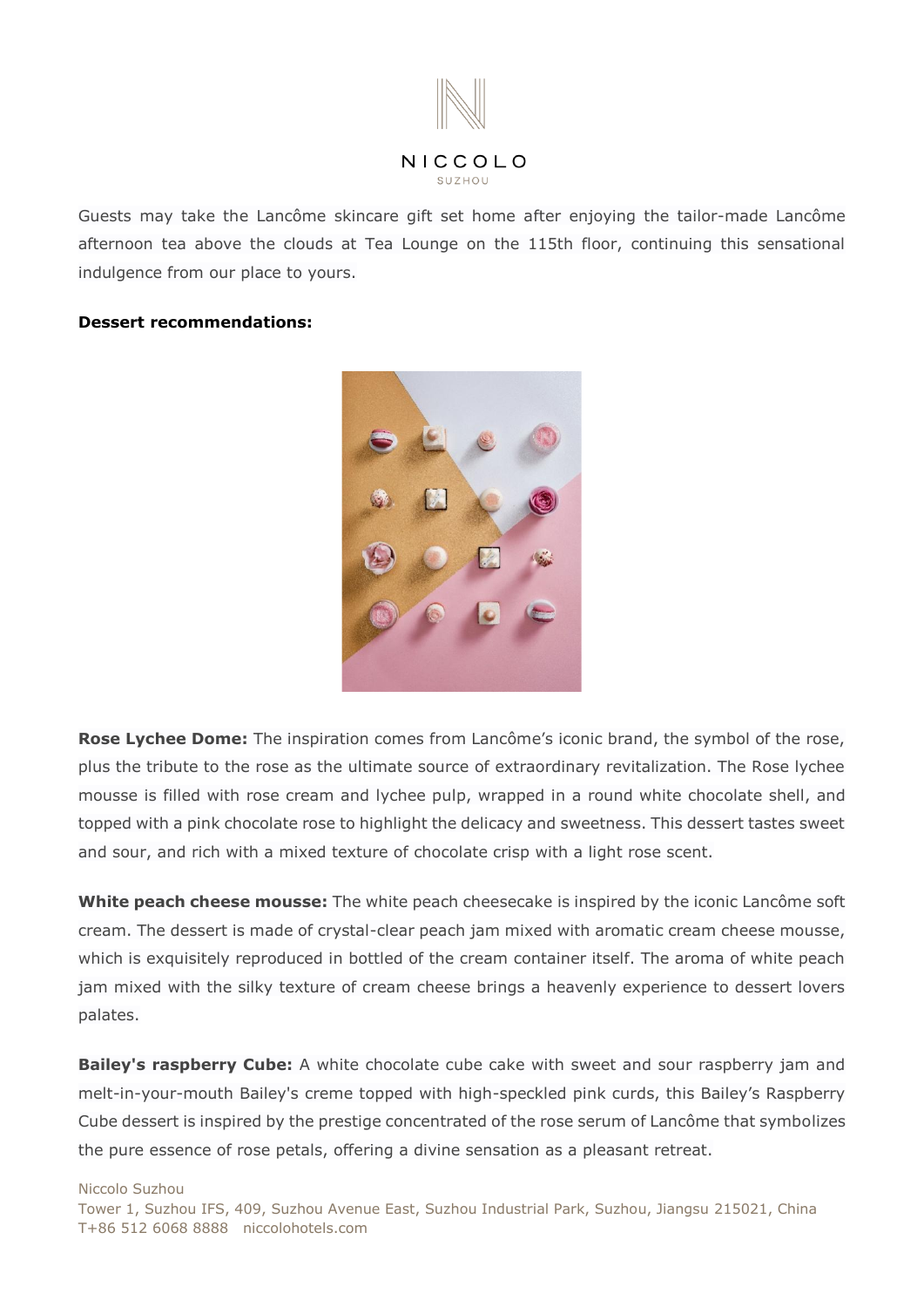Guests may take the Lancôme skincare gift set home after enjoying the tailor-made Lancôme afternoon tea above the clouds at Tea Lounge on the 115th floor, continuing this sensational indulgence from our place to yours.

**Dessert recommendations:**

**Rose Lychee Dome:** The inspiration comes from Lancôme's iconic brand, the symbol of the rose, plus the tribute to the rose as the ultimate source of extraordinary revitalization. The Rose lychee mousse is filled with rose cream and lychee pulp, wrapped in a round white chocolate shell, and topped with a pink chocolate rose to highlight the delicacy and sweetness. This dessert tastes sweet and sour, and rich with a mixed texture of chocolate crisp with a light rose scent.

**White peach cheese mousse:** The white peach cheesecake is inspired by the iconic Lancôme soft cream. The dessert is made of crystal-clear peach jam mixed with aromatic cream cheese mousse, which is exquisitely reproduced in bottled of the cream container itself. The aroma of white peach jam mixed with the silky texture of cream cheese brings a heavenly experience to dessert lovers palates.

**Bailey's raspberry Cube:** A white chocolate cube cake with sweet and sour raspberry jam and melt-in-your-mouth Bailey's creme topped with high-speckled pink curds, this Bailey's Raspberry Cube dessert is inspired by the prestige concentrated of the rose serum of Lancôme that symbolizes the pure essence of rose petals, offering a divine sensation as a pleasant retreat.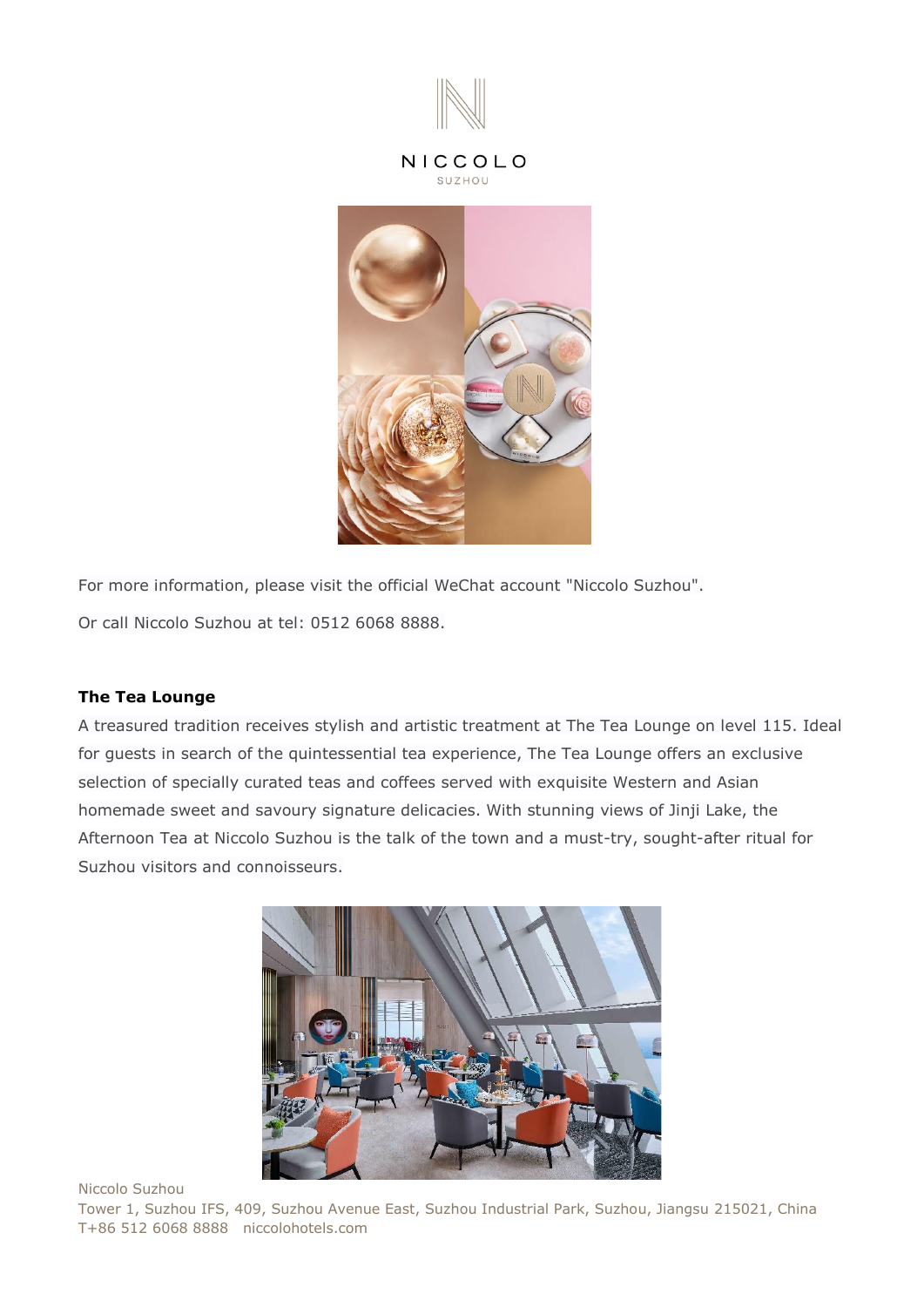For more information, please visit the official WeChat account "Niccolo Suzhou".

Or call Niccolo Suzhou at tel: 0512 6068 8888.

**The Tea Lounge**

A treasured tradition receives stylish and artistic treatment at The Tea Lounge on level 115. Ideal for guests in search of the quintessential tea experience, The Tea Lounge offers an exclusive selection of specially curated teas and coffees served with exquisite Western and Asian homemade sweet and savoury signature delicacies. With stunning views of Jinji Lake, the Afternoon Tea at Niccolo Suzhou is the talk of the town and a must-try, sought-after ritual for Suzhou visitors and connoisseurs.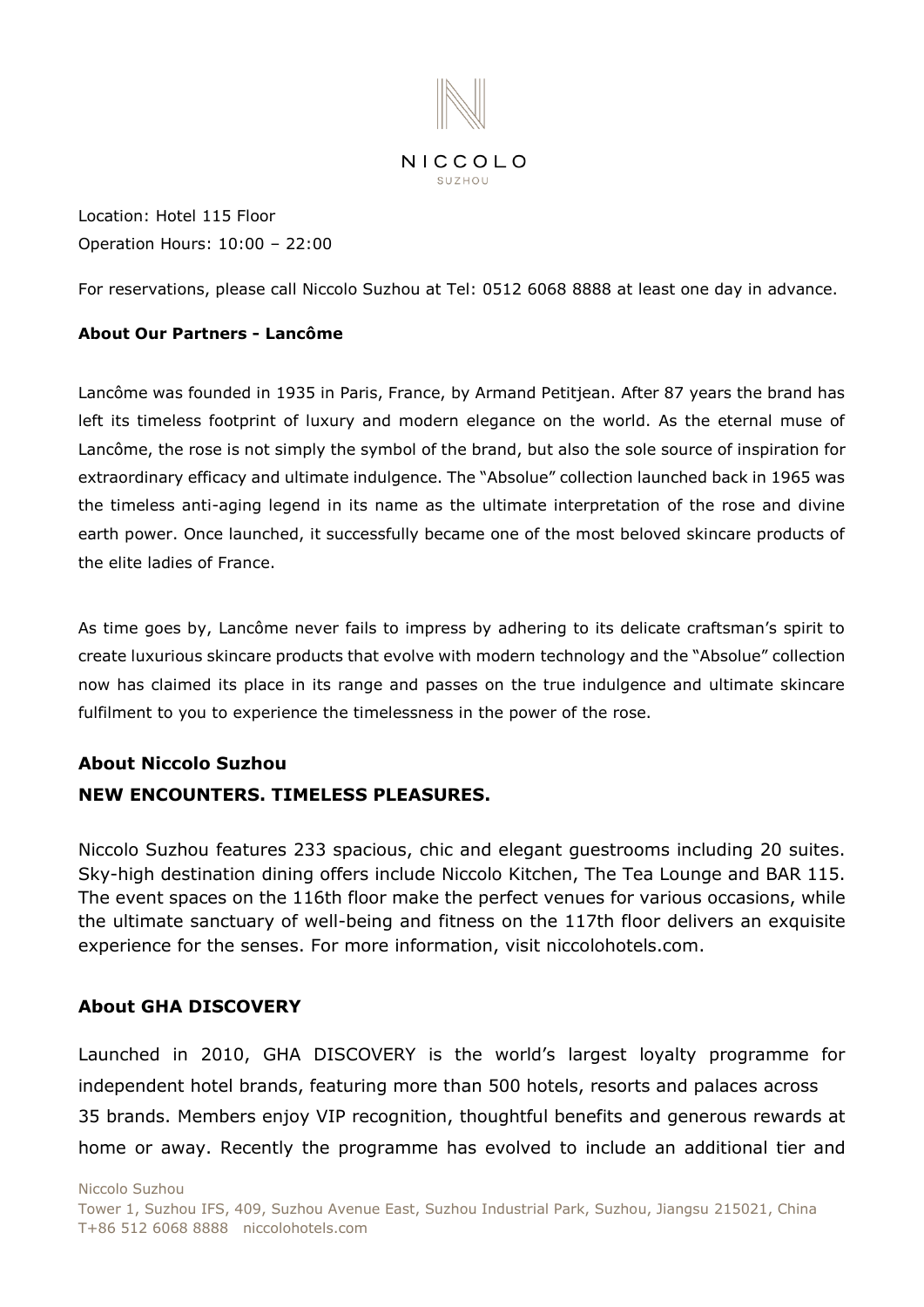Location: Hotel 115 Floor
Operation Hours: 10:00 – 22:00

For reservations, please call Niccolo Suzhou at Tel: 0512 6068 8888 at least one day in advance.

**About Our Partners - Lancôme**

Lancôme was founded in 1935 in Paris, France, by Armand Petitjean. After 87 years the brand has left its timeless footprint of luxury and modern elegance on the world. As the eternal muse of Lancôme, the rose is not simply the symbol of the brand, but also the sole source of inspiration for extraordinary efficacy and ultimate indulgence. The "Absolue" collection launched back in 1965 was the timeless anti-aging legend in its name as the ultimate interpretation of the rose and divine earth power. Once launched, it successfully became one of the most beloved skincare products of the elite ladies of France.

As time goes by, Lancôme never fails to impress by adhering to its delicate craftsman's spirit to create luxurious skincare products that evolve with modern technology and the "Absolue" collection now has claimed its place in its range and passes on the true indulgence and ultimate skincare fulfilment to you to experience the timelessness in the power of the rose.

## About Niccolo Suzhou

**NEW ENCOUNTERS. TIMELESS PLEASURES.**

Niccolo Suzhou features 233 spacious, chic and elegant guestrooms including 20 suites. Sky-high destination dining offers include Niccolo Kitchen, The Tea Lounge and BAR 115. The event spaces on the 116th floor make the perfect venues for various occasions, while the ultimate sanctuary of well-being and fitness on the 117th floor delivers an exquisite experience for the senses. For more information, visit niccolohotels.com.

## About GHA DISCOVERY

Launched in 2010, GHA DISCOVERY is the world's largest loyalty programme for independent hotel brands, featuring more than 500 hotels, resorts and palaces across 35 brands. Members enjoy VIP recognition, thoughtful benefits and generous rewards at home or away. Recently the programme has evolved to include an additional tier and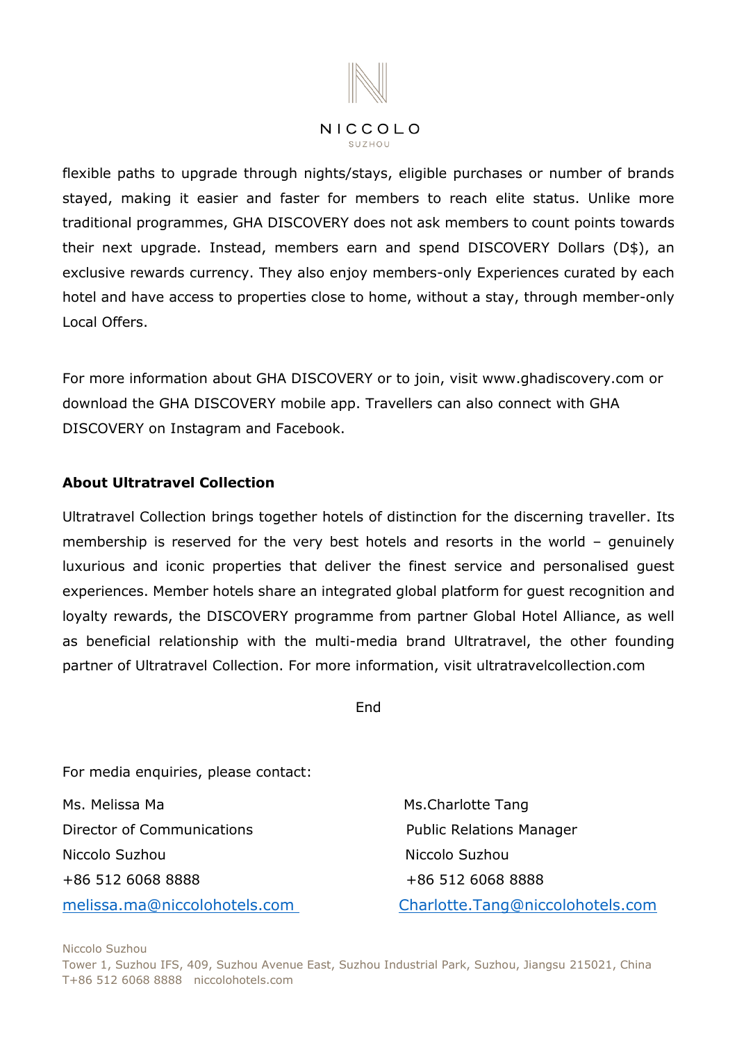flexible paths to upgrade through nights/stays, eligible purchases or number of brands stayed, making it easier and faster for members to reach elite status. Unlike more traditional programmes, GHA DISCOVERY does not ask members to count points towards their next upgrade. Instead, members earn and spend DISCOVERY Dollars (D$), an exclusive rewards currency. They also enjoy members-only Experiences curated by each hotel and have access to properties close to home, without a stay, through member-only Local Offers.

For more information about GHA DISCOVERY or to join, visit www.ghadiscovery.com or download the GHA DISCOVERY mobile app. Travellers can also connect with GHA DISCOVERY on Instagram and Facebook.

**About Ultratravel Collection**

Ultratravel Collection brings together hotels of distinction for the discerning traveller. Its membership is reserved for the very best hotels and resorts in the world – genuinely luxurious and iconic properties that deliver the finest service and personalised guest experiences. Member hotels share an integrated global platform for guest recognition and loyalty rewards, the DISCOVERY programme from partner Global Hotel Alliance, as well as beneficial relationship with the multi-media brand Ultratravel, the other founding partner of Ultratravel Collection. For more information, visit ultratravelcollection.com

End

For media enquiries, please contact:

Ms. Melissa Ma
Director of Communications
Niccolo Suzhou
+86 512 6068 8888
melissa.ma@niccolohotels.com

Ms.Charlotte Tang
Public Relations Manager
Niccolo Suzhou
+86 512 6068 8888
Charlotte.Tang@niccolohotels.com

Niccolo Suzhou
Tower 1, Suzhou IFS, 409, Suzhou Avenue East, Suzhou Industrial Park, Suzhou, Jiangsu 215021, China
T+86 512 6068 8888 niccolohotels.com